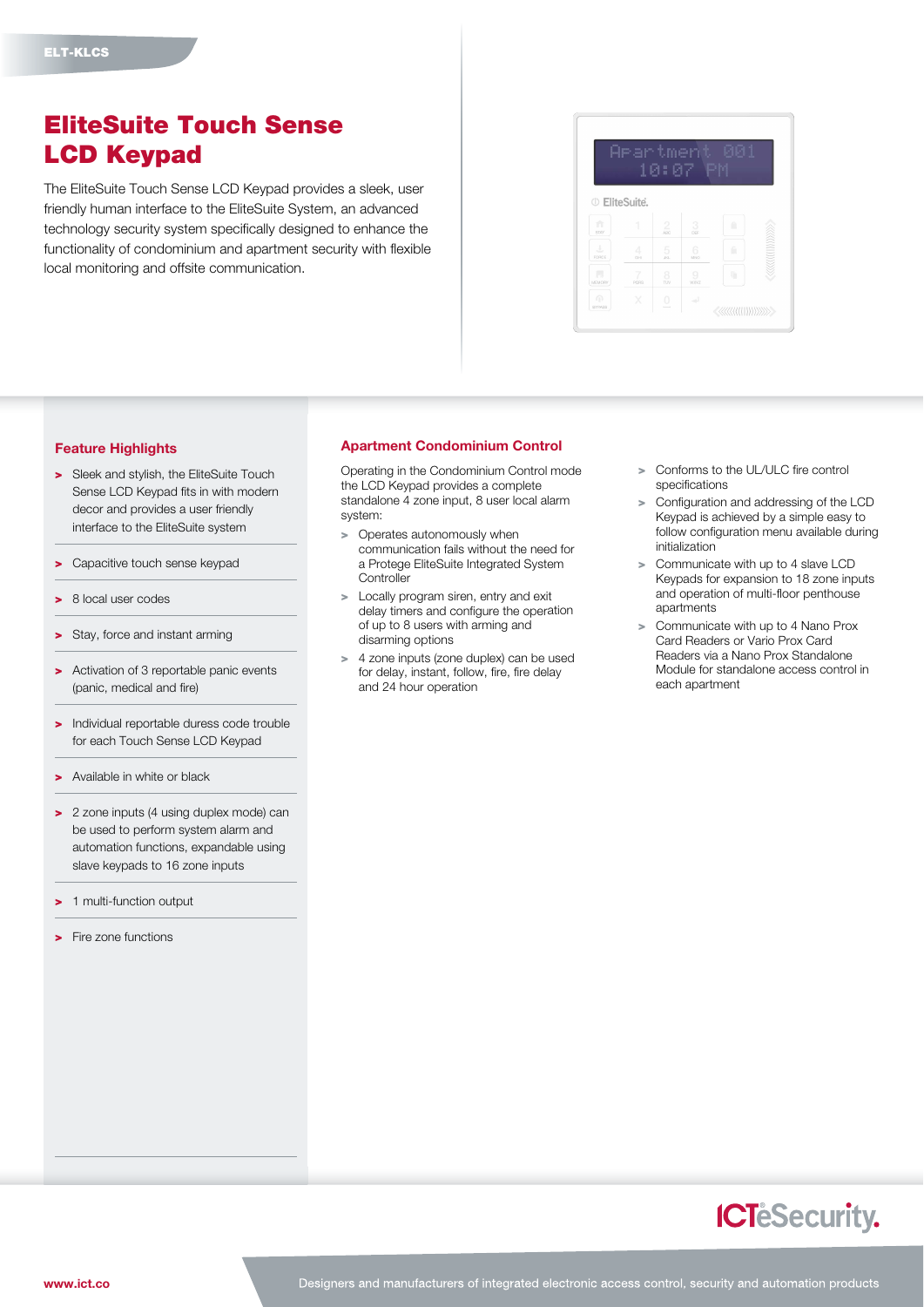ELT-KLCS

# EliteSuite Touch Sense LCD Keypad

The EliteSuite Touch Sense LCD Keypad provides a sleek, user friendly human interface to the EliteSuite System, an advanced technology security system specifically designed to enhance the functionality of condominium and apartment security with flexible local monitoring and offsite communication.

## Feature Highlights

- Sleek and stylish, the EliteSuite Touch Sense LCD Keypad fits in with modern decor and provides a user friendly interface to the EliteSuite system
- Capacitive touch sense keypad
- 8 local user codes
- Stay, force and instant arming
- Activation of 3 reportable panic events (panic, medical and fire)
- Individual reportable duress code trouble for each Touch Sense LCD Keypad
- Available in white or black
- 2 zone inputs (4 using duplex mode) can be used to perform system alarm and automation functions, expandable using slave keypads to 16 zone inputs
- 1 multi-function output
- Fire zone functions

## Apartment Condominium Control

Operating in the Condominium Control mode the LCD Keypad provides a complete standalone 4 zone input, 8 user local alarm system:

- Operates autonomously when communication fails without the need for a Protege EliteSuite Integrated System Controller
- Locally program siren, entry and exit delay timers and configure the operation of up to 8 users with arming and disarming options
- 4 zone inputs (zone duplex) can be used for delay, instant, follow, fire, fire delay and 24 hour operation
- Conforms to the UL/ULC fire control specifications
- Configuration and addressing of the LCD Keypad is achieved by a simple easy to follow configuration menu available during initialization
- Communicate with up to 4 slave LCD Keypads for expansion to 18 zone inputs and operation of multi-floor penthouse apartments
- Communicate with up to 4 Nano Prox Card Readers or Vario Prox Card Readers via a Nano Prox Standalone Module for standalone access control in each apartment

www.ict.co

Designers and manufacturers of integrated electronic access control, security and automation products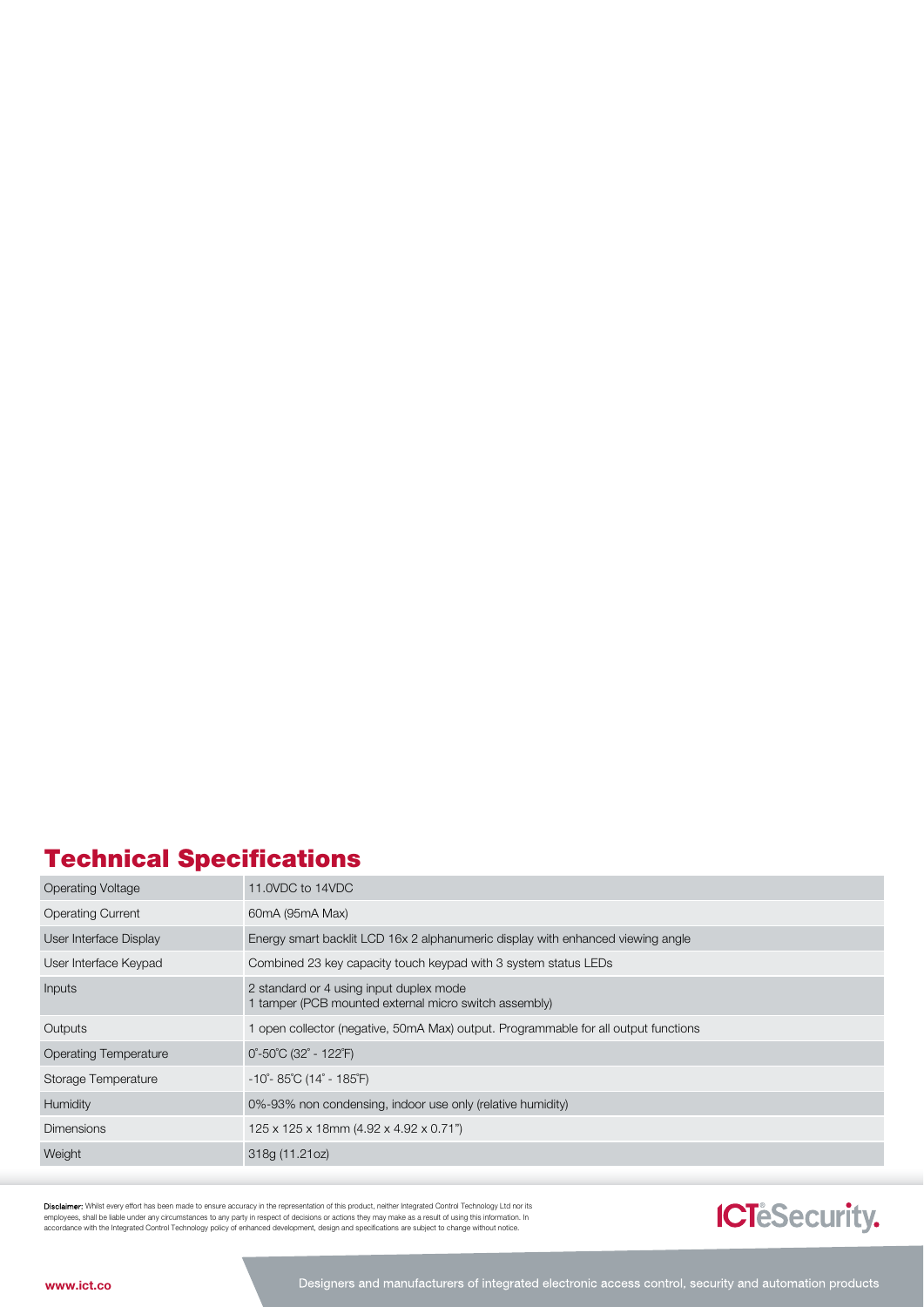## Technical Specifications

| | |
|---|---|
| Operating Voltage | 11.0VDC to 14VDC |
| Operating Current | 60mA (95mA Max) |
| User Interface Display | Energy smart backlit LCD 16x 2 alphanumeric display with enhanced viewing angle |
| User Interface Keypad | Combined 23 key capacity touch keypad with 3 system status LEDs |
| Inputs | 2 standard or 4 using input duplex mode<br>1 tamper (PCB mounted external micro switch assembly) |
| Outputs | 1 open collector (negative, 50mA Max) output. Programmable for all output functions |
| Operating Temperature | 0˚-50˚C (32˚ - 122˚F) |
| Storage Temperature | -10˚- 85˚C (14˚ - 185˚F) |
| Humidity | 0%-93% non condensing, indoor use only (relative humidity) |
| Dimensions | 125 x 125 x 18mm (4.92 x 4.92 x 0.71") |
| Weight | 318g (11.21oz) |

**Disclaimer:** Whilst every effort has been made to ensure accuracy in the representation of this product, neither Integrated Control Technology Ltd nor its employees, shall be liable under any circumstances to any party in respect of decisions or actions they may make as a result of using this information. In accordance with the Integrated Control Technology policy of enhanced development, design and specifications are subject to change without notice.

ICT eSecurity.

www.ict.co

Designers and manufacturers of integrated electronic access control, security and automation products